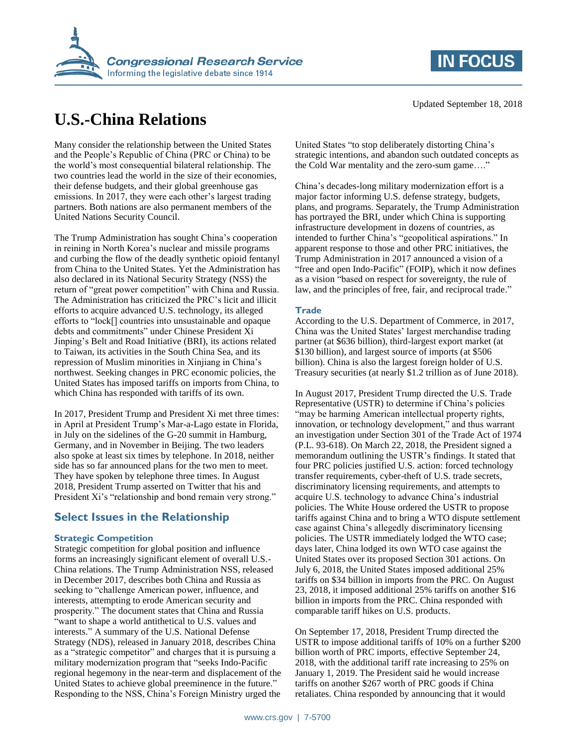Updated September 18, 2018

# U.S.-China Relations

Many consider the relationship between the United States and the People's Republic of China (PRC or China) to be the world's most consequential bilateral relationship. The two countries lead the world in the size of their economies, their defense budgets, and their global greenhouse gas emissions. In 2017, they were each other's largest trading partners. Both nations are also permanent members of the United Nations Security Council.

The Trump Administration has sought China's cooperation in reining in North Korea's nuclear and missile programs and curbing the flow of the deadly synthetic opioid fentanyl from China to the United States. Yet the Administration has also declared in its National Security Strategy (NSS) the return of "great power competition" with China and Russia. The Administration has criticized the PRC's licit and illicit efforts to acquire advanced U.S. technology, its alleged efforts to "lock[] countries into unsustainable and opaque debts and commitments" under Chinese President Xi Jinping's Belt and Road Initiative (BRI), its actions related to Taiwan, its activities in the South China Sea, and its repression of Muslim minorities in Xinjiang in China's northwest. Seeking changes in PRC economic policies, the United States has imposed tariffs on imports from China, to which China has responded with tariffs of its own.

In 2017, President Trump and President Xi met three times: in April at President Trump's Mar-a-Lago estate in Florida, in July on the sidelines of the G-20 summit in Hamburg, Germany, and in November in Beijing. The two leaders also spoke at least six times by telephone. In 2018, neither side has so far announced plans for the two men to meet. They have spoken by telephone three times. In August 2018, President Trump asserted on Twitter that his and President Xi's "relationship and bond remain very strong."

## Select Issues in the Relationship

### Strategic Competition

Strategic competition for global position and influence forms an increasingly significant element of overall U.S.-China relations. The Trump Administration NSS, released in December 2017, describes both China and Russia as seeking to "challenge American power, influence, and interests, attempting to erode American security and prosperity." The document states that China and Russia "want to shape a world antithetical to U.S. values and interests." A summary of the U.S. National Defense Strategy (NDS), released in January 2018, describes China as a "strategic competitor" and charges that it is pursuing a military modernization program that "seeks Indo-Pacific regional hegemony in the near-term and displacement of the United States to achieve global preeminence in the future." Responding to the NSS, China's Foreign Ministry urged the United States "to stop deliberately distorting China's strategic intentions, and abandon such outdated concepts as the Cold War mentality and the zero-sum game…."

China's decades-long military modernization effort is a major factor informing U.S. defense strategy, budgets, plans, and programs. Separately, the Trump Administration has portrayed the BRI, under which China is supporting infrastructure development in dozens of countries, as intended to further China's "geopolitical aspirations." In apparent response to those and other PRC initiatives, the Trump Administration in 2017 announced a vision of a "free and open Indo-Pacific" (FOIP), which it now defines as a vision "based on respect for sovereignty, the rule of law, and the principles of free, fair, and reciprocal trade."

### Trade

According to the U.S. Department of Commerce, in 2017, China was the United States' largest merchandise trading partner (at $636 billion), third-largest export market (at $130 billion), and largest source of imports (at $506 billion). China is also the largest foreign holder of U.S. Treasury securities (at nearly $1.2 trillion as of June 2018).

In August 2017, President Trump directed the U.S. Trade Representative (USTR) to determine if China's policies "may be harming American intellectual property rights, innovation, or technology development," and thus warrant an investigation under Section 301 of the Trade Act of 1974 (P.L. 93-618). On March 22, 2018, the President signed a memorandum outlining the USTR's findings. It stated that four PRC policies justified U.S. action: forced technology transfer requirements, cyber-theft of U.S. trade secrets, discriminatory licensing requirements, and attempts to acquire U.S. technology to advance China's industrial policies. The White House ordered the USTR to propose tariffs against China and to bring a WTO dispute settlement case against China's allegedly discriminatory licensing policies. The USTR immediately lodged the WTO case; days later, China lodged its own WTO case against the United States over its proposed Section 301 actions. On July 6, 2018, the United States imposed additional 25% tariffs on $34 billion in imports from the PRC. On August 23, 2018, it imposed additional 25% tariffs on another $16 billion in imports from the PRC. China responded with comparable tariff hikes on U.S. products.

On September 17, 2018, President Trump directed the USTR to impose additional tariffs of 10% on a further $200 billion worth of PRC imports, effective September 24, 2018, with the additional tariff rate increasing to 25% on January 1, 2019. The President said he would increase tariffs on another $267 worth of PRC goods if China retaliates. China responded by announcing that it would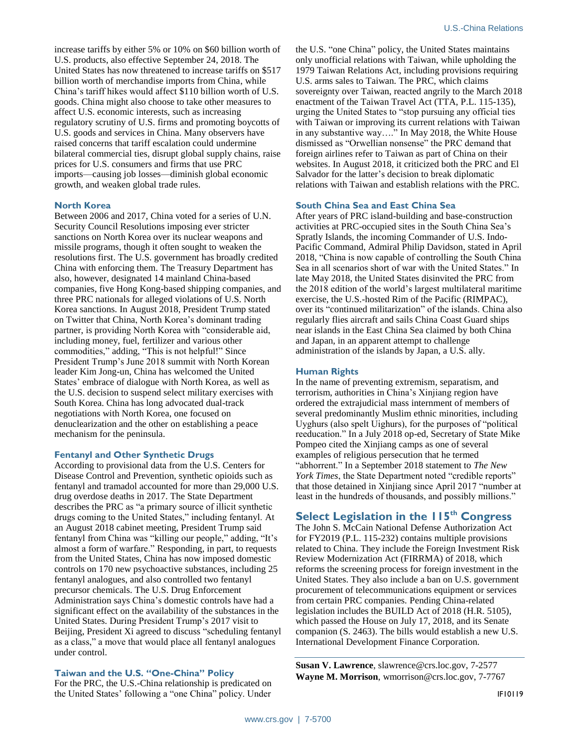increase tariffs by either 5% or 10% on $60 billion worth of U.S. products, also effective September 24, 2018. The United States has now threatened to increase tariffs on $517 billion worth of merchandise imports from China, while China's tariff hikes would affect $110 billion worth of U.S. goods. China might also choose to take other measures to affect U.S. economic interests, such as increasing regulatory scrutiny of U.S. firms and promoting boycotts of U.S. goods and services in China. Many observers have raised concerns that tariff escalation could undermine bilateral commercial ties, disrupt global supply chains, raise prices for U.S. consumers and firms that use PRC imports—causing job losses—diminish global economic growth, and weaken global trade rules.

### North Korea

Between 2006 and 2017, China voted for a series of U.N. Security Council Resolutions imposing ever stricter sanctions on North Korea over its nuclear weapons and missile programs, though it often sought to weaken the resolutions first. The U.S. government has broadly credited China with enforcing them. The Treasury Department has also, however, designated 14 mainland China-based companies, five Hong Kong-based shipping companies, and three PRC nationals for alleged violations of U.S. North Korea sanctions. In August 2018, President Trump stated on Twitter that China, North Korea's dominant trading partner, is providing North Korea with "considerable aid, including money, fuel, fertilizer and various other commodities," adding, "This is not helpful!" Since President Trump's June 2018 summit with North Korean leader Kim Jong-un, China has welcomed the United States' embrace of dialogue with North Korea, as well as the U.S. decision to suspend select military exercises with South Korea. China has long advocated dual-track negotiations with North Korea, one focused on denuclearization and the other on establishing a peace mechanism for the peninsula.

### Fentanyl and Other Synthetic Drugs

According to provisional data from the U.S. Centers for Disease Control and Prevention, synthetic opioids such as fentanyl and tramadol accounted for more than 29,000 U.S. drug overdose deaths in 2017. The State Department describes the PRC as "a primary source of illicit synthetic drugs coming to the United States," including fentanyl. At an August 2018 cabinet meeting, President Trump said fentanyl from China was "killing our people," adding, "It's almost a form of warfare." Responding, in part, to requests from the United States, China has now imposed domestic controls on 170 new psychoactive substances, including 25 fentanyl analogues, and also controlled two fentanyl precursor chemicals. The U.S. Drug Enforcement Administration says China's domestic controls have had a significant effect on the availability of the substances in the United States. During President Trump's 2017 visit to Beijing, President Xi agreed to discuss "scheduling fentanyl as a class," a move that would place all fentanyl analogues under control.

### Taiwan and the U.S. "One-China" Policy

For the PRC, the U.S.-China relationship is predicated on the United States' following a "one China" policy. Under the U.S. "one China" policy, the United States maintains only unofficial relations with Taiwan, while upholding the 1979 Taiwan Relations Act, including provisions requiring U.S. arms sales to Taiwan. The PRC, which claims sovereignty over Taiwan, reacted angrily to the March 2018 enactment of the Taiwan Travel Act (TTA, P.L. 115-135), urging the United States to "stop pursuing any official ties with Taiwan or improving its current relations with Taiwan in any substantive way…." In May 2018, the White House dismissed as "Orwellian nonsense" the PRC demand that foreign airlines refer to Taiwan as part of China on their websites. In August 2018, it criticized both the PRC and El Salvador for the latter's decision to break diplomatic relations with Taiwan and establish relations with the PRC.

### South China Sea and East China Sea

After years of PRC island-building and base-construction activities at PRC-occupied sites in the South China Sea's Spratly Islands, the incoming Commander of U.S. Indo-Pacific Command, Admiral Philip Davidson, stated in April 2018, "China is now capable of controlling the South China Sea in all scenarios short of war with the United States." In late May 2018, the United States disinvited the PRC from the 2018 edition of the world's largest multilateral maritime exercise, the U.S.-hosted Rim of the Pacific (RIMPAC), over its "continued militarization" of the islands. China also regularly flies aircraft and sails China Coast Guard ships near islands in the East China Sea claimed by both China and Japan, in an apparent attempt to challenge administration of the islands by Japan, a U.S. ally.

### Human Rights

In the name of preventing extremism, separatism, and terrorism, authorities in China's Xinjiang region have ordered the extrajudicial mass internment of members of several predominantly Muslim ethnic minorities, including Uyghurs (also spelt Uighurs), for the purposes of "political reeducation." In a July 2018 op-ed, Secretary of State Mike Pompeo cited the Xinjiang camps as one of several examples of religious persecution that he termed "abhorrent." In a September 2018 statement to *The New York Times*, the State Department noted "credible reports" that those detained in Xinjiang since April 2017 "number at least in the hundreds of thousands, and possibly millions."

## Select Legislation in the 115th Congress

The John S. McCain National Defense Authorization Act for FY2019 (P.L. 115-232) contains multiple provisions related to China. They include the Foreign Investment Risk Review Modernization Act (FIRRMA) of 2018, which reforms the screening process for foreign investment in the United States. They also include a ban on U.S. government procurement of telecommunications equipment or services from certain PRC companies. Pending China-related legislation includes the BUILD Act of 2018 (H.R. 5105), which passed the House on July 17, 2018, and its Senate companion (S. 2463). The bills would establish a new U.S. International Development Finance Corporation.

---

**Susan V. Lawrence**, slawrence@crs.loc.gov, 7-2577
**Wayne M. Morrison**, wmorrison@crs.loc.gov, 7-7767

IF10119